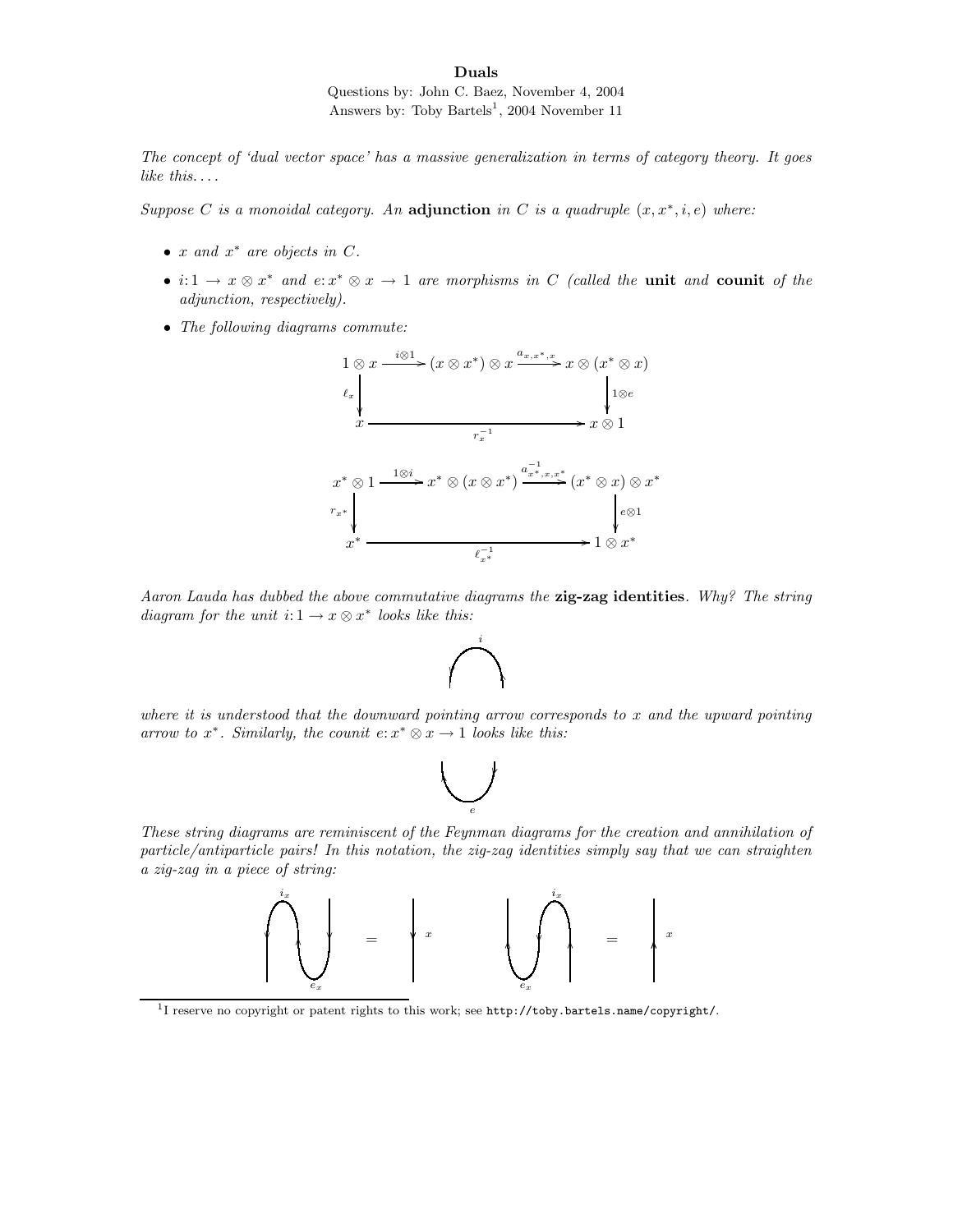# Duals

Questions by: John C. Baez, November 4, 2004
Answers by: Toby Bartels[1], 2004 November 11

*The concept of 'dual vector space' has a massive generalization in terms of category theory. It goes like this....*

*Suppose $C$ is a monoidal category. An* **adjunction** *in $C$ is a quadruple $(x, x^*, i, e)$ where:*

- *$x$ and $x^*$ are objects in $C$.*
- *$i\colon 1 \to x \otimes x^*$ and $e\colon x^* \otimes x \to 1$ are morphisms in $C$ (called the* **unit** *and* **counit** *of the adjunction, respectively).*
- *The following diagrams commute:*

$$\begin{array}{ccccc}
1 \otimes x & \xrightarrow{i \otimes 1} & (x \otimes x^*) \otimes x & \xrightarrow{a_{x,x^*,x}} & x \otimes (x^* \otimes x) \\
\downarrow{\scriptstyle \ell_x} & & & & \downarrow{\scriptstyle 1 \otimes e} \\
x & & \xrightarrow{\quad r_x^{-1} \quad} & & x \otimes 1
\end{array}$$

$$\begin{array}{ccccc}
x^* \otimes 1 & \xrightarrow{1 \otimes i} & x^* \otimes (x \otimes x^*) & \xrightarrow{a^{-1}_{x^*,x,x^*}} & (x^* \otimes x) \otimes x^* \\
\downarrow{\scriptstyle r_{x^*}} & & & & \downarrow{\scriptstyle e \otimes 1} \\
x^* & & \xrightarrow{\quad \ell_{x^*}^{-1} \quad} & & 1 \otimes x^*
\end{array}$$

*Aaron Lauda has dubbed the above commutative diagrams the* **zig-zag identities**. *Why? The string diagram for the unit $i\colon 1 \to x \otimes x^*$ looks like this:*

*where it is understood that the downward pointing arrow corresponds to $x$ and the upward pointing arrow to $x^*$. Similarly, the counit $e\colon x^* \otimes x \to 1$ looks like this:*

*These string diagrams are reminiscent of the Feynman diagrams for the creation and annihilation of particle/antiparticle pairs! In this notation, the zig-zag identities simply say that we can straighten a zig-zag in a piece of string:*

[1] I reserve no copyright or patent rights to this work; see http://toby.bartels.name/copyright/.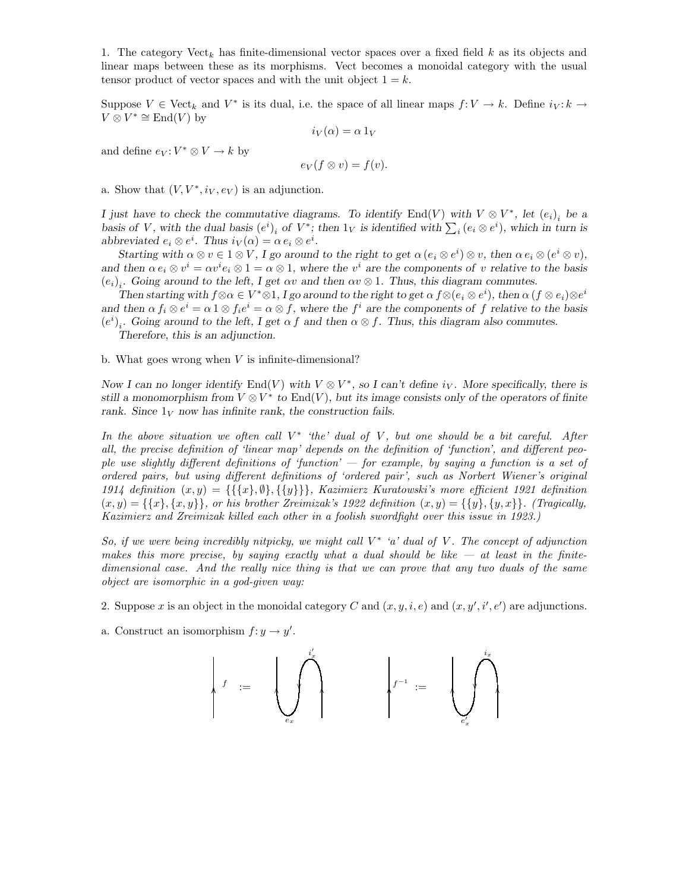1. The category $\mathrm{Vect}_k$ has finite-dimensional vector spaces over a fixed field $k$ as its objects and linear maps between these as its morphisms. Vect becomes a monoidal category with the usual tensor product of vector spaces and with the unit object $1 = k$.

Suppose $V \in \mathrm{Vect}_k$ and $V^*$ is its dual, i.e. the space of all linear maps $f\colon V \to k$. Define $i_V\colon k \to V \otimes V^* \cong \mathrm{End}(V)$ by

$$i_V(\alpha) = \alpha\, 1_V$$

and define $e_V\colon V^* \otimes V \to k$ by

$$e_V(f \otimes v) = f(v).$$

a. Show that $(V, V^*, i_V, e_V)$ is an adjunction.

*I just have to check the commutative diagrams. To identify $\mathrm{End}(V)$ with $V \otimes V^*$, let $(e_i)_i$ be a basis of $V$, with the dual basis $(e^i)_i$ of $V^*$; then $1_V$ is identified with $\sum_i (e_i \otimes e^i)$, which in turn is abbreviated $e_i \otimes e^i$. Thus $i_V(\alpha) = \alpha\, e_i \otimes e^i$.*

*Starting with $\alpha \otimes v \in 1 \otimes V$, I go around to the right to get $\alpha\,(e_i \otimes e^i) \otimes v$, then $\alpha\, e_i \otimes (e^i \otimes v)$, and then $\alpha\, e_i \otimes v^i = \alpha v^i e_i \otimes 1 = \alpha \otimes 1$, where the $v^i$ are the components of $v$ relative to the basis $(e_i)_i$. Going around to the left, I get $\alpha v$ and then $\alpha v \otimes 1$. Thus, this diagram commutes.*

*Then starting with $f \otimes \alpha \in V^* \otimes 1$, I go around to the right to get $\alpha\, f \otimes (e_i \otimes e^i)$, then $\alpha\,(f \otimes e_i) \otimes e^i$ and then $\alpha\, f_i \otimes e^i = \alpha\, 1 \otimes f_i e^i = \alpha \otimes f$, where the $f^i$ are the components of $f$ relative to the basis $(e^i)_i$. Going around to the left, I get $\alpha\, f$ and then $\alpha \otimes f$. Thus, this diagram also commutes.*

*Therefore, this is an adjunction.*

b. What goes wrong when $V$ is infinite-dimensional?

*Now I can no longer identify $\mathrm{End}(V)$ with $V \otimes V^*$, so I can't define $i_V$. More specifically, there is still a monomorphism from $V \otimes V^*$ to $\mathrm{End}(V)$, but its image consists only of the operators of finite rank. Since $1_V$ now has infinite rank, the construction fails.*

*In the above situation we often call $V^*$ 'the' dual of $V$, but one should be a bit careful. After all, the precise definition of 'linear map' depends on the definition of 'function', and different people use slightly different definitions of 'function' — for example, by saying a function is a set of ordered pairs, but using different definitions of 'ordered pair', such as Norbert Wiener's original 1914 definition $(x, y) = \{\{\{x\}, \emptyset\}, \{\{y\}\}\}$, Kazimierz Kuratowski's more efficient 1921 definition $(x, y) = \{\{x\}, \{x, y\}\}$, or his brother Zreimizak's 1922 definition $(x, y) = \{\{y\}, \{y, x\}\}$. (Tragically, Kazimierz and Zreimizak killed each other in a foolish swordfight over this issue in 1923.)*

*So, if we were being incredibly nitpicky, we might call $V^*$ 'a' dual of $V$. The concept of adjunction makes this more precise, by saying exactly what a dual should be like — at least in the finite-dimensional case. And the really nice thing is that we can prove that any two duals of the same object are isomorphic in a god-given way:*

2. Suppose $x$ is an object in the monoidal category $C$ and $(x, y, i, e)$ and $(x, y', i', e')$ are adjunctions.

a. Construct an isomorphism $f\colon y \to y'$.

$f$ := (diagram with $e_x$ cup and $i'_x$ cap) $\qquad$ $f^{-1}$ := (diagram with $e'_x$ cup and $i_x$ cap)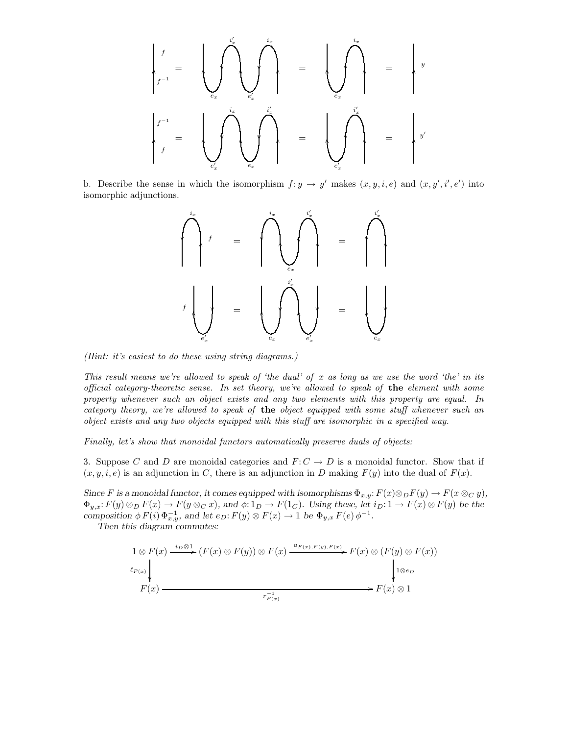b. Describe the sense in which the isomorphism $f: y \to y'$ makes $(x, y, i, e)$ and $(x, y', i', e')$ into isomorphic adjunctions.

*(Hint: it's easiest to do these using string diagrams.)*

*This result means we're allowed to speak of 'the dual' of $x$ as long as we use the word 'the' in its official category-theoretic sense. In set theory, we're allowed to speak of* **the** *element with some property whenever such an element exists and any two elements with this property are equal. In category theory, we're allowed to speak of* **the** *object equipped with some stuff whenever such an object exists and any two objects equipped with this stuff are isomorphic in a specified way.*

*Finally, let's show that monoidal functors automatically preserve duals of objects:*

3. Suppose $C$ and $D$ are monoidal categories and $F: C \to D$ is a monoidal functor. Show that if $(x, y, i, e)$ is an adjunction in $C$, there is an adjunction in $D$ making $F(y)$ into the dual of $F(x)$.

*Since $F$ is a monoidal functor, it comes equipped with isomorphisms $\Phi_{x,y}: F(x) \otimes_D F(y) \to F(x \otimes_C y)$, $\Phi_{y,x}: F(y) \otimes_D F(x) \to F(y \otimes_C x)$, and $\phi: 1_D \to F(1_C)$. Using these, let $i_D: 1 \to F(x) \otimes F(y)$ be the composition $\phi\, F(i)\, \Phi_{x,y}^{-1}$, and let $e_D: F(y) \otimes F(x) \to 1$ be $\Phi_{y,x}\, F(e)\, \phi^{-1}$.*

*Then this diagram commutes:*

$$
\begin{array}{ccccc}
1 \otimes F(x) & \xrightarrow{i_D \otimes 1} & (F(x) \otimes F(y)) \otimes F(x) & \xrightarrow{a_{F(x),F(y),F(x)}} & F(x) \otimes (F(y) \otimes F(x)) \\
\downarrow \ell_{F(x)} & & & & \downarrow 1 \otimes e_D \\
F(x) & & \xrightarrow{\quad r^{-1}_{F(x)} \quad} & & F(x) \otimes 1
\end{array}
$$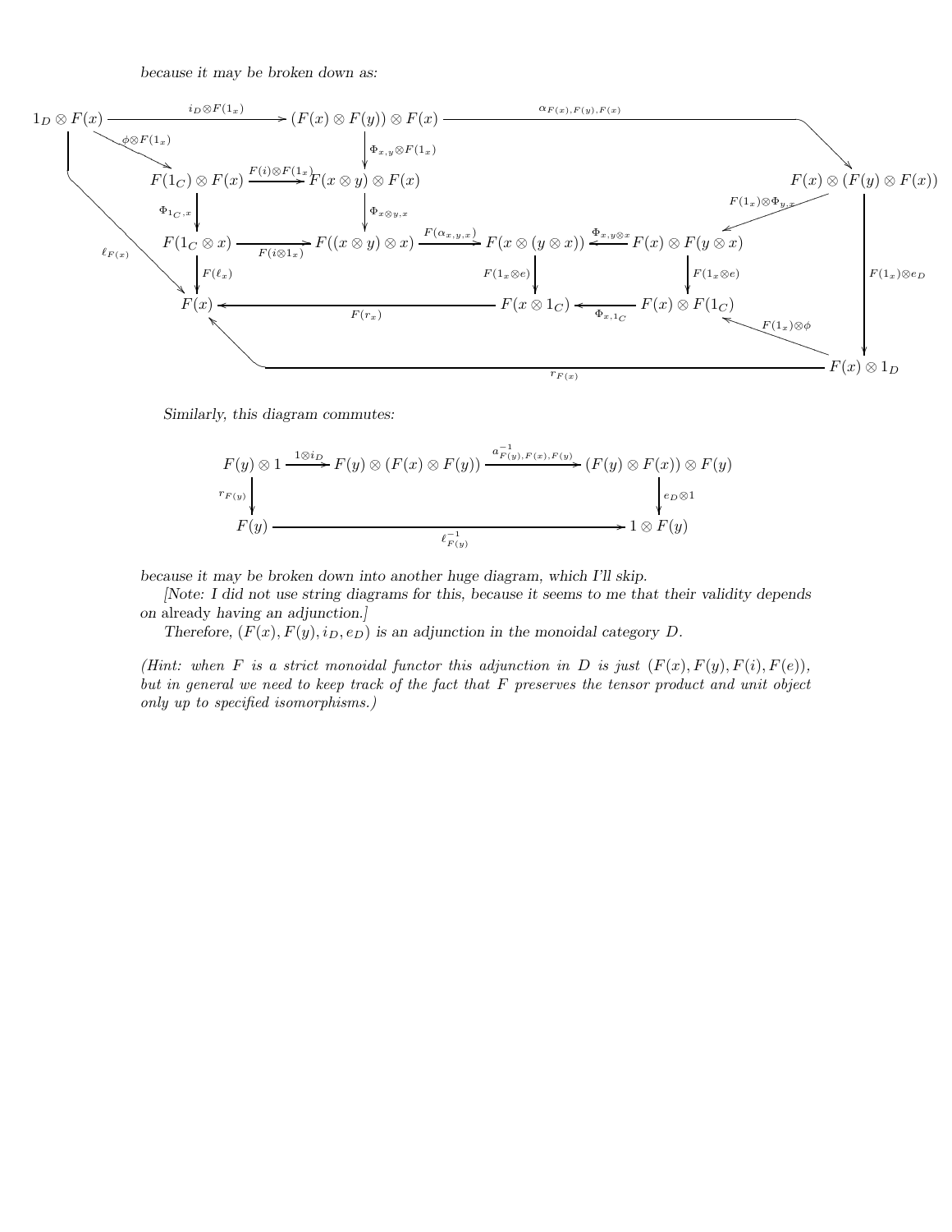*because it may be broken down as:*

$1_D \otimes F(x)$ — $i_D \otimes F(1_x)$ → $(F(x) \otimes F(y)) \otimes F(x)$ — $\alpha_{F(x),F(y),F(x)}$ → $F(x) \otimes (F(y) \otimes F(x))$

$\phi \otimes F(1_x)$: $1_D \otimes F(x) \to F(1_C) \otimes F(x)$

$F(i) \otimes F(1_x)$: $F(1_C) \otimes F(x) \to F(x \otimes y) \otimes F(x)$

$\Phi_{x,y} \otimes F(1_x)$: $(F(x) \otimes F(y)) \otimes F(x) \to F(x \otimes y) \otimes F(x)$

$\Phi_{1_C,x}$: $F(1_C) \otimes F(x) \to F(1_C \otimes x)$

$\Phi_{x \otimes y, x}$: $F(x \otimes y) \otimes F(x) \to F((x \otimes y) \otimes x)$

$F(i \otimes 1_x)$: $F(1_C \otimes x) \to F((x \otimes y) \otimes x)$

$F(\alpha_{x,y,x})$: $F((x \otimes y) \otimes x) \to F(x \otimes (y \otimes x))$

$\Phi_{x, y \otimes x}$: $F(x) \otimes F(y \otimes x) \to F(x \otimes (y \otimes x))$

$F(1_x) \otimes \Phi_{y,x}$: $F(x) \otimes (F(y) \otimes F(x)) \to F(x) \otimes F(y \otimes x)$

$F(\ell_x)$: $F(1_C \otimes x) \to F(x)$

$F(1_x \otimes e)$: $F(x \otimes (y \otimes x)) \to F(x \otimes 1_C)$

$F(1_x \otimes e)$: $F(x) \otimes F(y \otimes x) \to F(x) \otimes F(1_C)$

$F(1_x) \otimes e_D$: $F(x) \otimes (F(y) \otimes F(x)) \to F(x) \otimes 1_D$

$F(r_x)$: $F(x \otimes 1_C) \to F(x)$

$\Phi_{x,1_C}$: $F(x) \otimes F(1_C) \to F(x \otimes 1_C)$

$F(1_x) \otimes \phi$: $F(x) \otimes 1_D \to F(x) \otimes F(1_C)$

$\ell_{F(x)}$: $1_D \otimes F(x) \to F(x)$

$r_{F(x)}$: $F(x) \otimes 1_D \to F(x)$

*Similarly, this diagram commutes:*

$$
\begin{array}{ccccc}
F(y) \otimes 1 & \xrightarrow{1 \otimes i_D} & F(y) \otimes (F(x) \otimes F(y)) & \xrightarrow{a^{-1}_{F(y),F(x),F(y)}} & (F(y) \otimes F(x)) \otimes F(y) \\
\downarrow r_{F(y)} & & & & \downarrow e_D \otimes 1 \\
F(y) & & \xrightarrow{\ell^{-1}_{F(y)}} & & 1 \otimes F(y)
\end{array}
$$

*because it may be broken down into another huge diagram, which I'll skip.*

*[Note: I did not use string diagrams for this, because it seems to me that their validity depends on* already *having an adjunction.]*

*Therefore,* $(F(x), F(y), i_D, e_D)$ *is an adjunction in the monoidal category* $D$.

*(Hint: when* $F$ *is a strict monoidal functor this adjunction in* $D$ *is just* $(F(x), F(y), F(i), F(e))$, *but in general we need to keep track of the fact that* $F$ *preserves the tensor product and unit object only up to specified isomorphisms.)*